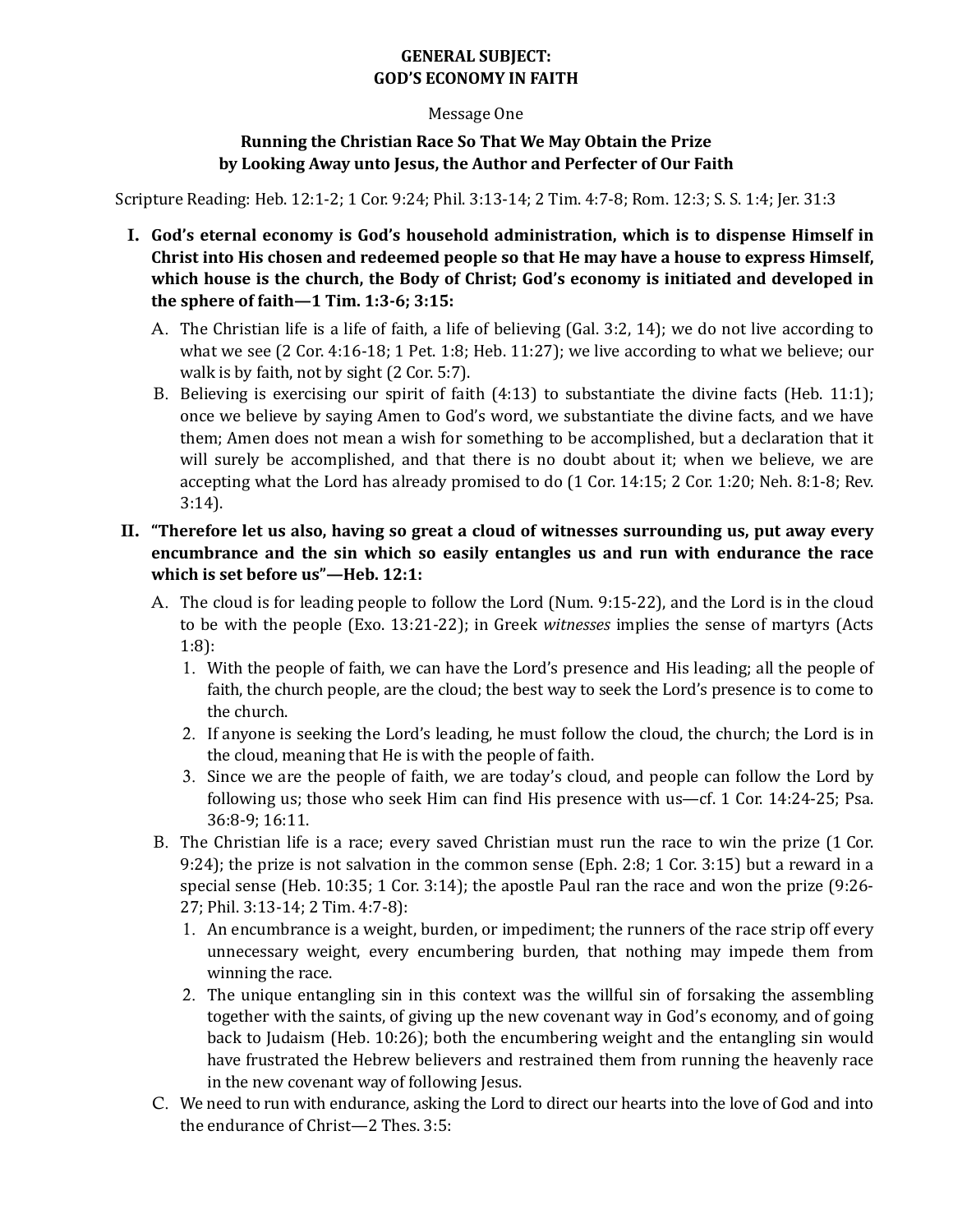# GENERAL SUBJECT:
# GOD'S ECONOMY IN FAITH

Message One

## Running the Christian Race So That We May Obtain the Prize by Looking Away unto Jesus, the Author and Perfecter of Our Faith

Scripture Reading: Heb. 12:1-2; 1 Cor. 9:24; Phil. 3:13-14; 2 Tim. 4:7-8; Rom. 12:3; S. S. 1:4; Jer. 31:3

**I. God's eternal economy is God's household administration, which is to dispense Himself in Christ into His chosen and redeemed people so that He may have a house to express Himself, which house is the church, the Body of Christ; God's economy is initiated and developed in the sphere of faith—1 Tim. 1:3-6; 3:15:**

A. The Christian life is a life of faith, a life of believing (Gal. 3:2, 14); we do not live according to what we see (2 Cor. 4:16-18; 1 Pet. 1:8; Heb. 11:27); we live according to what we believe; our walk is by faith, not by sight (2 Cor. 5:7).

B. Believing is exercising our spirit of faith (4:13) to substantiate the divine facts (Heb. 11:1); once we believe by saying Amen to God's word, we substantiate the divine facts, and we have them; Amen does not mean a wish for something to be accomplished, but a declaration that it will surely be accomplished, and that there is no doubt about it; when we believe, we are accepting what the Lord has already promised to do (1 Cor. 14:15; 2 Cor. 1:20; Neh. 8:1-8; Rev. 3:14).

**II. "Therefore let us also, having so great a cloud of witnesses surrounding us, put away every encumbrance and the sin which so easily entangles us and run with endurance the race which is set before us"—Heb. 12:1:**

A. The cloud is for leading people to follow the Lord (Num. 9:15-22), and the Lord is in the cloud to be with the people (Exo. 13:21-22); in Greek *witnesses* implies the sense of martyrs (Acts 1:8):

1. With the people of faith, we can have the Lord's presence and His leading; all the people of faith, the church people, are the cloud; the best way to seek the Lord's presence is to come to the church.
2. If anyone is seeking the Lord's leading, he must follow the cloud, the church; the Lord is in the cloud, meaning that He is with the people of faith.
3. Since we are the people of faith, we are today's cloud, and people can follow the Lord by following us; those who seek Him can find His presence with us—cf. 1 Cor. 14:24-25; Psa. 36:8-9; 16:11.

B. The Christian life is a race; every saved Christian must run the race to win the prize (1 Cor. 9:24); the prize is not salvation in the common sense (Eph. 2:8; 1 Cor. 3:15) but a reward in a special sense (Heb. 10:35; 1 Cor. 3:14); the apostle Paul ran the race and won the prize (9:26-27; Phil. 3:13-14; 2 Tim. 4:7-8):

1. An encumbrance is a weight, burden, or impediment; the runners of the race strip off every unnecessary weight, every encumbering burden, that nothing may impede them from winning the race.
2. The unique entangling sin in this context was the willful sin of forsaking the assembling together with the saints, of giving up the new covenant way in God's economy, and of going back to Judaism (Heb. 10:26); both the encumbering weight and the entangling sin would have frustrated the Hebrew believers and restrained them from running the heavenly race in the new covenant way of following Jesus.

C. We need to run with endurance, asking the Lord to direct our hearts into the love of God and into the endurance of Christ—2 Thes. 3:5: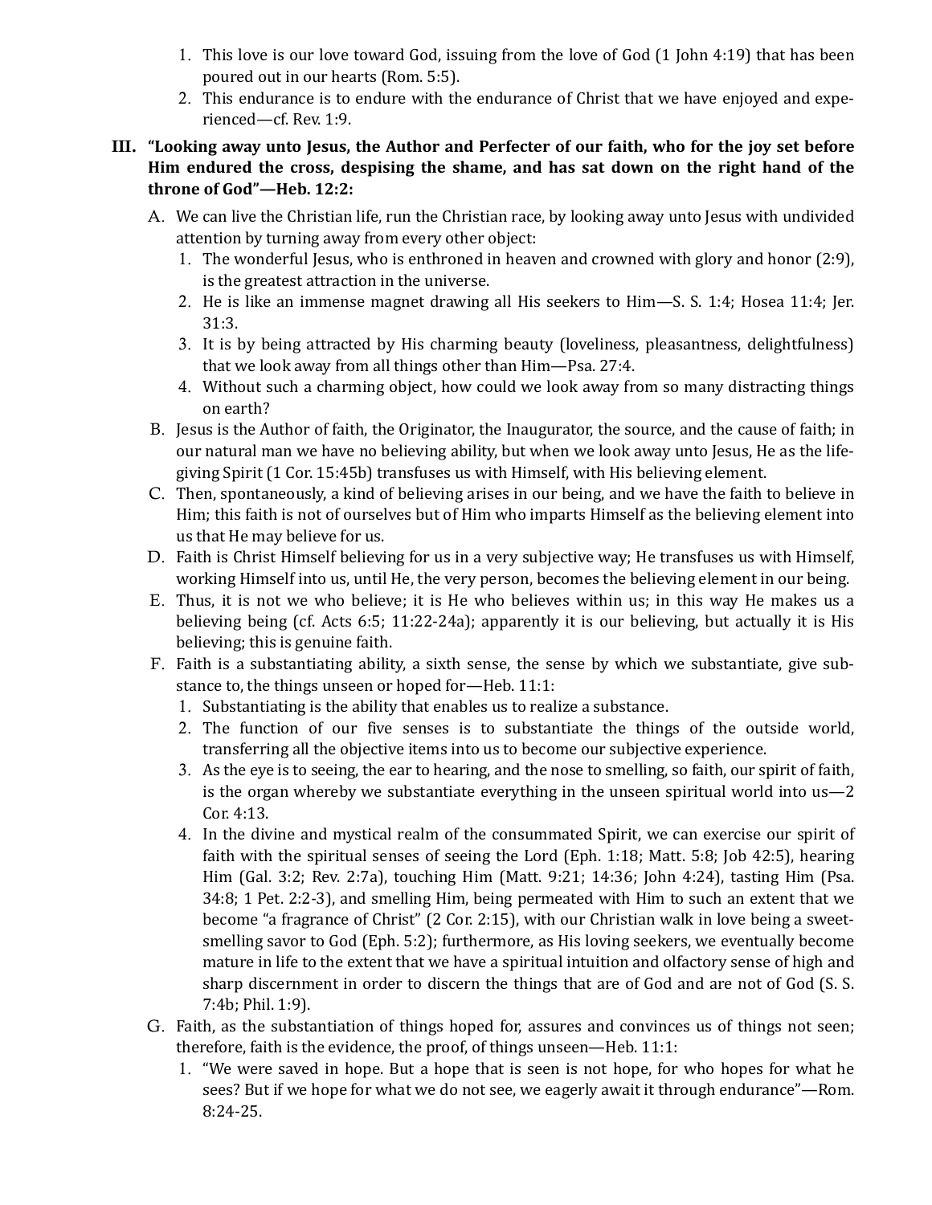1. This love is our love toward God, issuing from the love of God (1 John 4:19) that has been poured out in our hearts (Rom. 5:5).
2. This endurance is to endure with the endurance of Christ that we have enjoyed and experienced—cf. Rev. 1:9.

**III. "Looking away unto Jesus, the Author and Perfecter of our faith, who for the joy set before Him endured the cross, despising the shame, and has sat down on the right hand of the throne of God"—Heb. 12:2:**

A. We can live the Christian life, run the Christian race, by looking away unto Jesus with undivided attention by turning away from every other object:
   1. The wonderful Jesus, who is enthroned in heaven and crowned with glory and honor (2:9), is the greatest attraction in the universe.
   2. He is like an immense magnet drawing all His seekers to Him—S. S. 1:4; Hosea 11:4; Jer. 31:3.
   3. It is by being attracted by His charming beauty (loveliness, pleasantness, delightfulness) that we look away from all things other than Him—Psa. 27:4.
   4. Without such a charming object, how could we look away from so many distracting things on earth?

B. Jesus is the Author of faith, the Originator, the Inaugurator, the source, and the cause of faith; in our natural man we have no believing ability, but when we look away unto Jesus, He as the life-giving Spirit (1 Cor. 15:45b) transfuses us with Himself, with His believing element.

C. Then, spontaneously, a kind of believing arises in our being, and we have the faith to believe in Him; this faith is not of ourselves but of Him who imparts Himself as the believing element into us that He may believe for us.

D. Faith is Christ Himself believing for us in a very subjective way; He transfuses us with Himself, working Himself into us, until He, the very person, becomes the believing element in our being.

E. Thus, it is not we who believe; it is He who believes within us; in this way He makes us a believing being (cf. Acts 6:5; 11:22-24a); apparently it is our believing, but actually it is His believing; this is genuine faith.

F. Faith is a substantiating ability, a sixth sense, the sense by which we substantiate, give substance to, the things unseen or hoped for—Heb. 11:1:
   1. Substantiating is the ability that enables us to realize a substance.
   2. The function of our five senses is to substantiate the things of the outside world, transferring all the objective items into us to become our subjective experience.
   3. As the eye is to seeing, the ear to hearing, and the nose to smelling, so faith, our spirit of faith, is the organ whereby we substantiate everything in the unseen spiritual world into us—2 Cor. 4:13.
   4. In the divine and mystical realm of the consummated Spirit, we can exercise our spirit of faith with the spiritual senses of seeing the Lord (Eph. 1:18; Matt. 5:8; Job 42:5), hearing Him (Gal. 3:2; Rev. 2:7a), touching Him (Matt. 9:21; 14:36; John 4:24), tasting Him (Psa. 34:8; 1 Pet. 2:2-3), and smelling Him, being permeated with Him to such an extent that we become "a fragrance of Christ" (2 Cor. 2:15), with our Christian walk in love being a sweet-smelling savor to God (Eph. 5:2); furthermore, as His loving seekers, we eventually become mature in life to the extent that we have a spiritual intuition and olfactory sense of high and sharp discernment in order to discern the things that are of God and are not of God (S. S. 7:4b; Phil. 1:9).

G. Faith, as the substantiation of things hoped for, assures and convinces us of things not seen; therefore, faith is the evidence, the proof, of things unseen—Heb. 11:1:
   1. "We were saved in hope. But a hope that is seen is not hope, for who hopes for what he sees? But if we hope for what we do not see, we eagerly await it through endurance"—Rom. 8:24-25.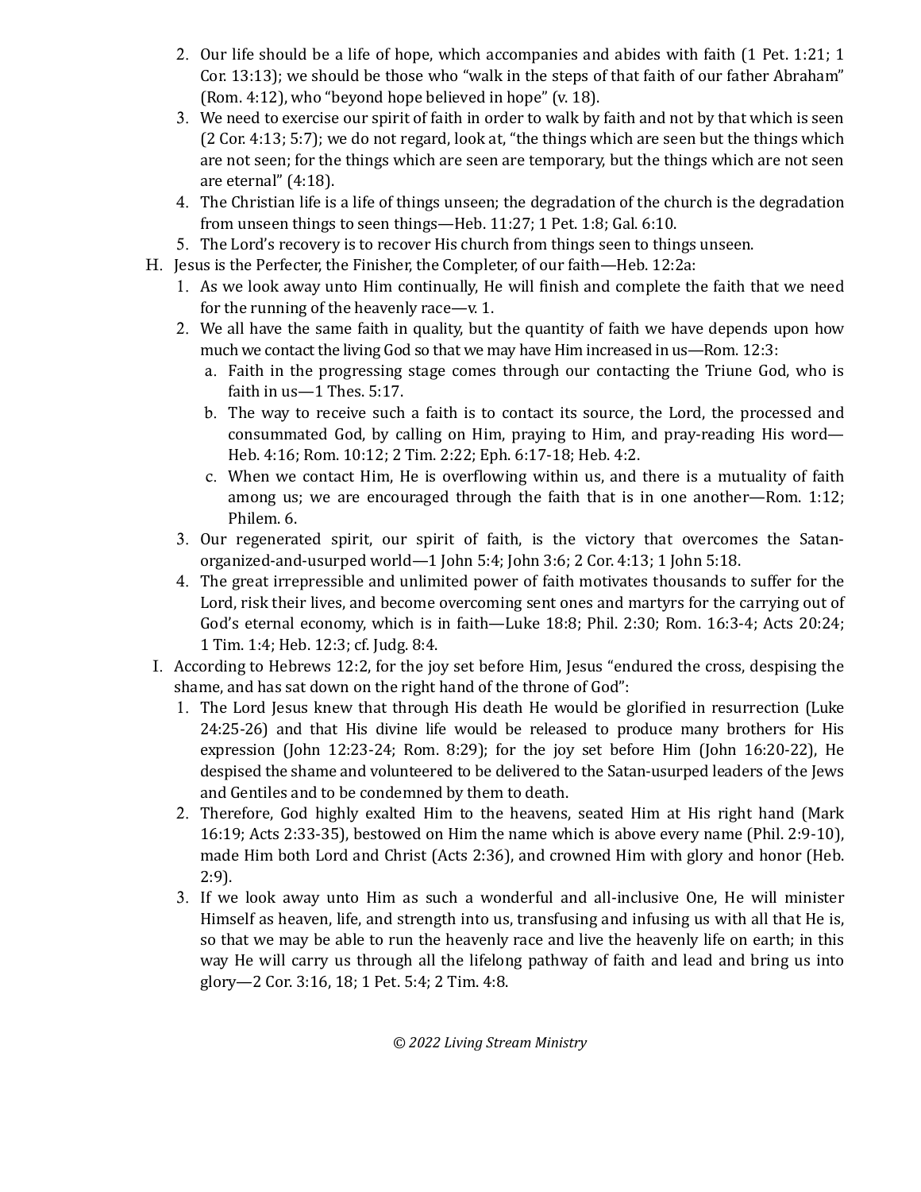2. Our life should be a life of hope, which accompanies and abides with faith (1 Pet. 1:21; 1 Cor. 13:13); we should be those who "walk in the steps of that faith of our father Abraham" (Rom. 4:12), who "beyond hope believed in hope" (v. 18).
3. We need to exercise our spirit of faith in order to walk by faith and not by that which is seen (2 Cor. 4:13; 5:7); we do not regard, look at, "the things which are seen but the things which are not seen; for the things which are seen are temporary, but the things which are not seen are eternal" (4:18).
4. The Christian life is a life of things unseen; the degradation of the church is the degradation from unseen things to seen things—Heb. 11:27; 1 Pet. 1:8; Gal. 6:10.
5. The Lord's recovery is to recover His church from things seen to things unseen.

H. Jesus is the Perfecter, the Finisher, the Completer, of our faith—Heb. 12:2a:
   1. As we look away unto Him continually, He will finish and complete the faith that we need for the running of the heavenly race—v. 1.
   2. We all have the same faith in quality, but the quantity of faith we have depends upon how much we contact the living God so that we may have Him increased in us—Rom. 12:3:
      a. Faith in the progressing stage comes through our contacting the Triune God, who is faith in us—1 Thes. 5:17.
      b. The way to receive such a faith is to contact its source, the Lord, the processed and consummated God, by calling on Him, praying to Him, and pray-reading His word—Heb. 4:16; Rom. 10:12; 2 Tim. 2:22; Eph. 6:17-18; Heb. 4:2.
      c. When we contact Him, He is overflowing within us, and there is a mutuality of faith among us; we are encouraged through the faith that is in one another—Rom. 1:12; Philem. 6.
   3. Our regenerated spirit, our spirit of faith, is the victory that overcomes the Satan-organized-and-usurped world—1 John 5:4; John 3:6; 2 Cor. 4:13; 1 John 5:18.
   4. The great irrepressible and unlimited power of faith motivates thousands to suffer for the Lord, risk their lives, and become overcoming sent ones and martyrs for the carrying out of God's eternal economy, which is in faith—Luke 18:8; Phil. 2:30; Rom. 16:3-4; Acts 20:24; 1 Tim. 1:4; Heb. 12:3; cf. Judg. 8:4.

I. According to Hebrews 12:2, for the joy set before Him, Jesus "endured the cross, despising the shame, and has sat down on the right hand of the throne of God":
   1. The Lord Jesus knew that through His death He would be glorified in resurrection (Luke 24:25-26) and that His divine life would be released to produce many brothers for His expression (John 12:23-24; Rom. 8:29); for the joy set before Him (John 16:20-22), He despised the shame and volunteered to be delivered to the Satan-usurped leaders of the Jews and Gentiles and to be condemned by them to death.
   2. Therefore, God highly exalted Him to the heavens, seated Him at His right hand (Mark 16:19; Acts 2:33-35), bestowed on Him the name which is above every name (Phil. 2:9-10), made Him both Lord and Christ (Acts 2:36), and crowned Him with glory and honor (Heb. 2:9).
   3. If we look away unto Him as such a wonderful and all-inclusive One, He will minister Himself as heaven, life, and strength into us, transfusing and infusing us with all that He is, so that we may be able to run the heavenly race and live the heavenly life on earth; in this way He will carry us through all the lifelong pathway of faith and lead and bring us into glory—2 Cor. 3:16, 18; 1 Pet. 5:4; 2 Tim. 4:8.

*© 2022 Living Stream Ministry*